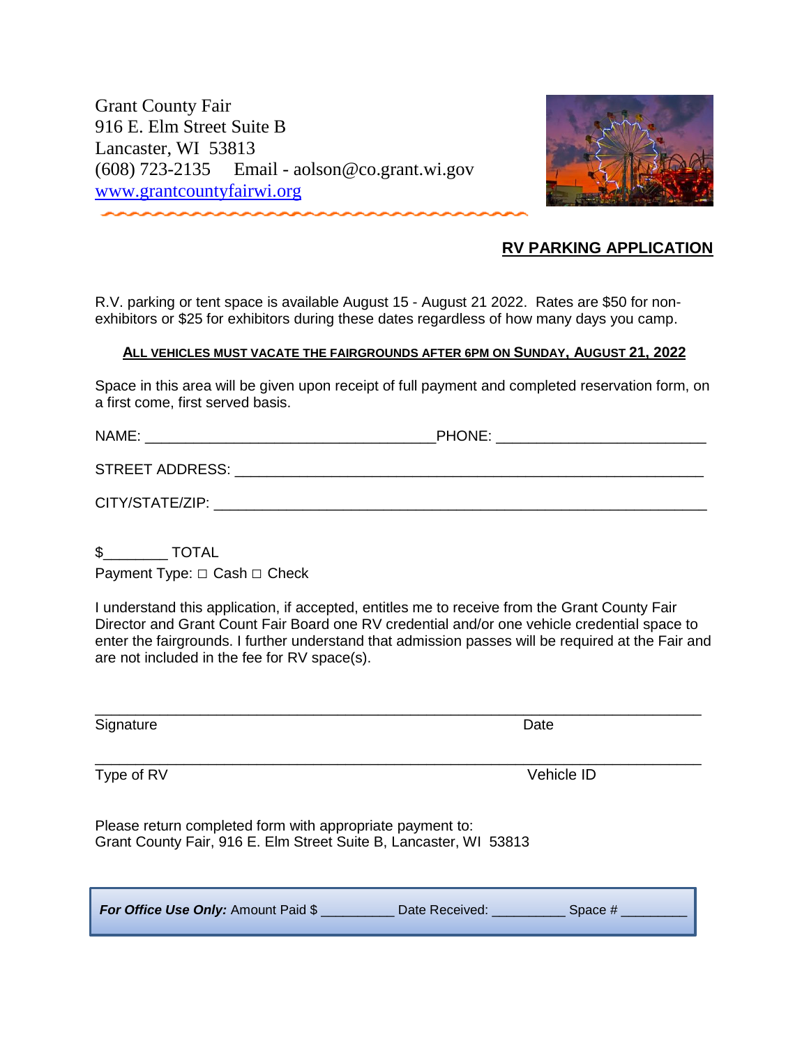Grant County Fair
916 E. Elm Street Suite B
Lancaster, WI 53813
(608) 723-2135 Email - aolson@co.grant.wi.gov
www.grantcountyfairwi.org

## RV PARKING APPLICATION

R.V. parking or tent space is available August 15 - August 21 2022. Rates are $50 for non-exhibitors or $25 for exhibitors during these dates regardless of how many days you camp.

**ALL VEHICLES MUST VACATE THE FAIRGROUNDS AFTER 6PM ON SUNDAY, AUGUST 21, 2022**

Space in this area will be given upon receipt of full payment and completed reservation form, on a first come, first served basis.

NAME: ___________________________________PHONE: _________________________

STREET ADDRESS: ________________________________________________________

CITY/STATE/ZIP: __________________________________________________________

$________ TOTAL

Payment Type: □ Cash □ Check

I understand this application, if accepted, entitles me to receive from the Grant County Fair Director and Grant Count Fair Board one RV credential and/or one vehicle credential space to enter the fairgrounds. I further understand that admission passes will be required at the Fair and are not included in the fee for RV space(s).

_________________________________________________________________________

Signature Date

_________________________________________________________________________

Type of RV Vehicle ID

Please return completed form with appropriate payment to:
Grant County Fair, 916 E. Elm Street Suite B, Lancaster, WI 53813

***For Office Use Only:*** Amount Paid $ _________ Date Received: _________ Space # _________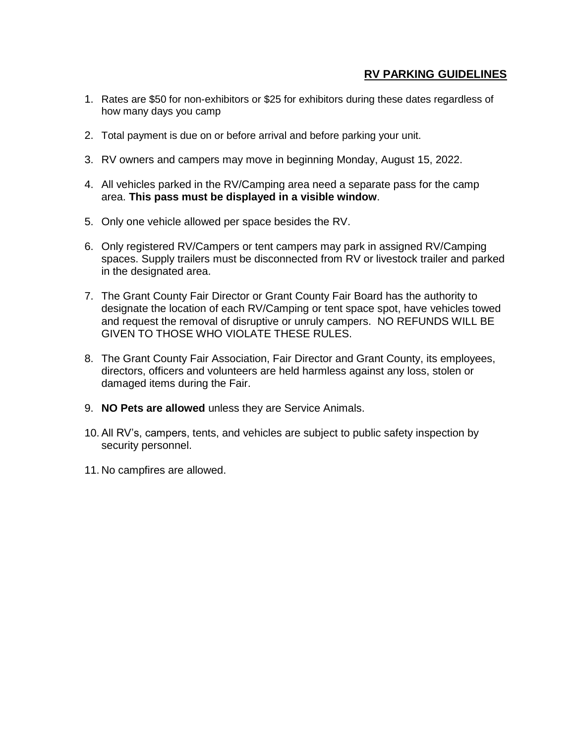## RV PARKING GUIDELINES

1. Rates are $50 for non-exhibitors or $25 for exhibitors during these dates regardless of how many days you camp
2. Total payment is due on or before arrival and before parking your unit.
3. RV owners and campers may move in beginning Monday, August 15, 2022.
4. All vehicles parked in the RV/Camping area need a separate pass for the camp area. **This pass must be displayed in a visible window**.
5. Only one vehicle allowed per space besides the RV.
6. Only registered RV/Campers or tent campers may park in assigned RV/Camping spaces. Supply trailers must be disconnected from RV or livestock trailer and parked in the designated area.
7. The Grant County Fair Director or Grant County Fair Board has the authority to designate the location of each RV/Camping or tent space spot, have vehicles towed and request the removal of disruptive or unruly campers. NO REFUNDS WILL BE GIVEN TO THOSE WHO VIOLATE THESE RULES.
8. The Grant County Fair Association, Fair Director and Grant County, its employees, directors, officers and volunteers are held harmless against any loss, stolen or damaged items during the Fair.
9. **NO Pets are allowed** unless they are Service Animals.
10. All RV's, campers, tents, and vehicles are subject to public safety inspection by security personnel.
11. No campfires are allowed.